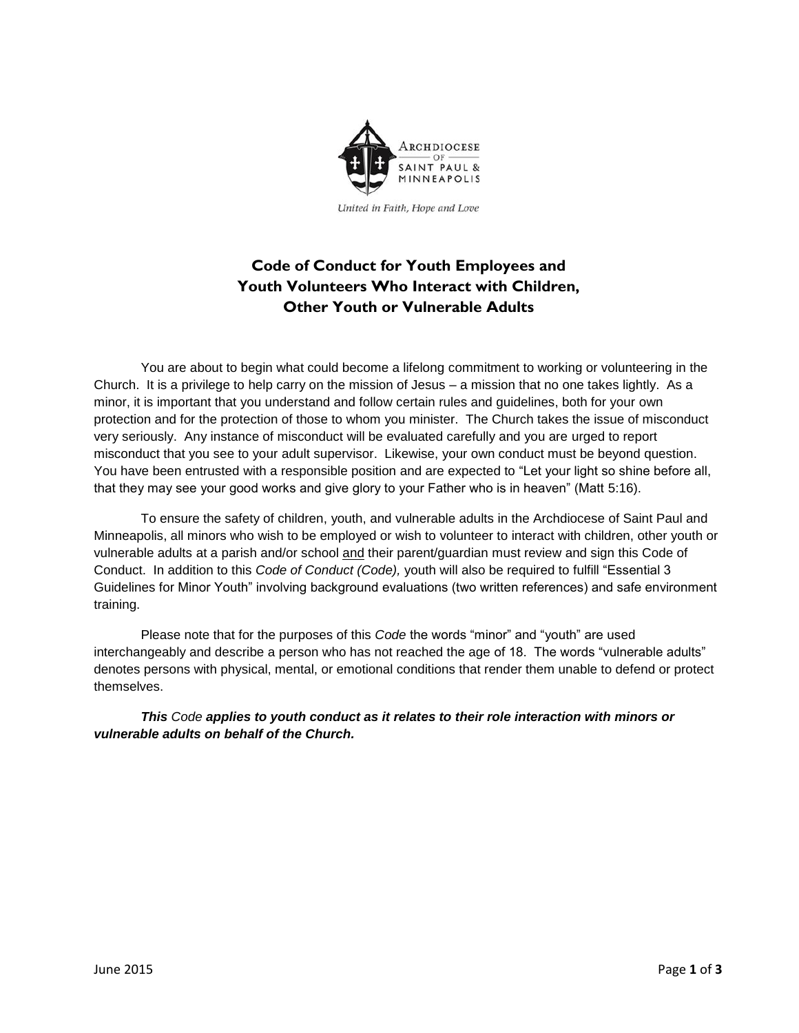Archdiocese of Saint Paul & Minneapolis

*United in Faith, Hope and Love*

# Code of Conduct for Youth Employees and Youth Volunteers Who Interact with Children, Other Youth or Vulnerable Adults

You are about to begin what could become a lifelong commitment to working or volunteering in the Church. It is a privilege to help carry on the mission of Jesus – a mission that no one takes lightly. As a minor, it is important that you understand and follow certain rules and guidelines, both for your own protection and for the protection of those to whom you minister. The Church takes the issue of misconduct very seriously. Any instance of misconduct will be evaluated carefully and you are urged to report misconduct that you see to your adult supervisor. Likewise, your own conduct must be beyond question. You have been entrusted with a responsible position and are expected to "Let your light so shine before all, that they may see your good works and give glory to your Father who is in heaven" (Matt 5:16).

To ensure the safety of children, youth, and vulnerable adults in the Archdiocese of Saint Paul and Minneapolis, all minors who wish to be employed or wish to volunteer to interact with children, other youth or vulnerable adults at a parish and/or school and their parent/guardian must review and sign this Code of Conduct. In addition to this *Code of Conduct (Code),* youth will also be required to fulfill "Essential 3 Guidelines for Minor Youth" involving background evaluations (two written references) and safe environment training.

Please note that for the purposes of this *Code* the words "minor" and "youth" are used interchangeably and describe a person who has not reached the age of 18. The words "vulnerable adults" denotes persons with physical, mental, or emotional conditions that render them unable to defend or protect themselves.

***This** Code **applies to youth conduct as it relates to their role interaction with minors or vulnerable adults on behalf of the Church.***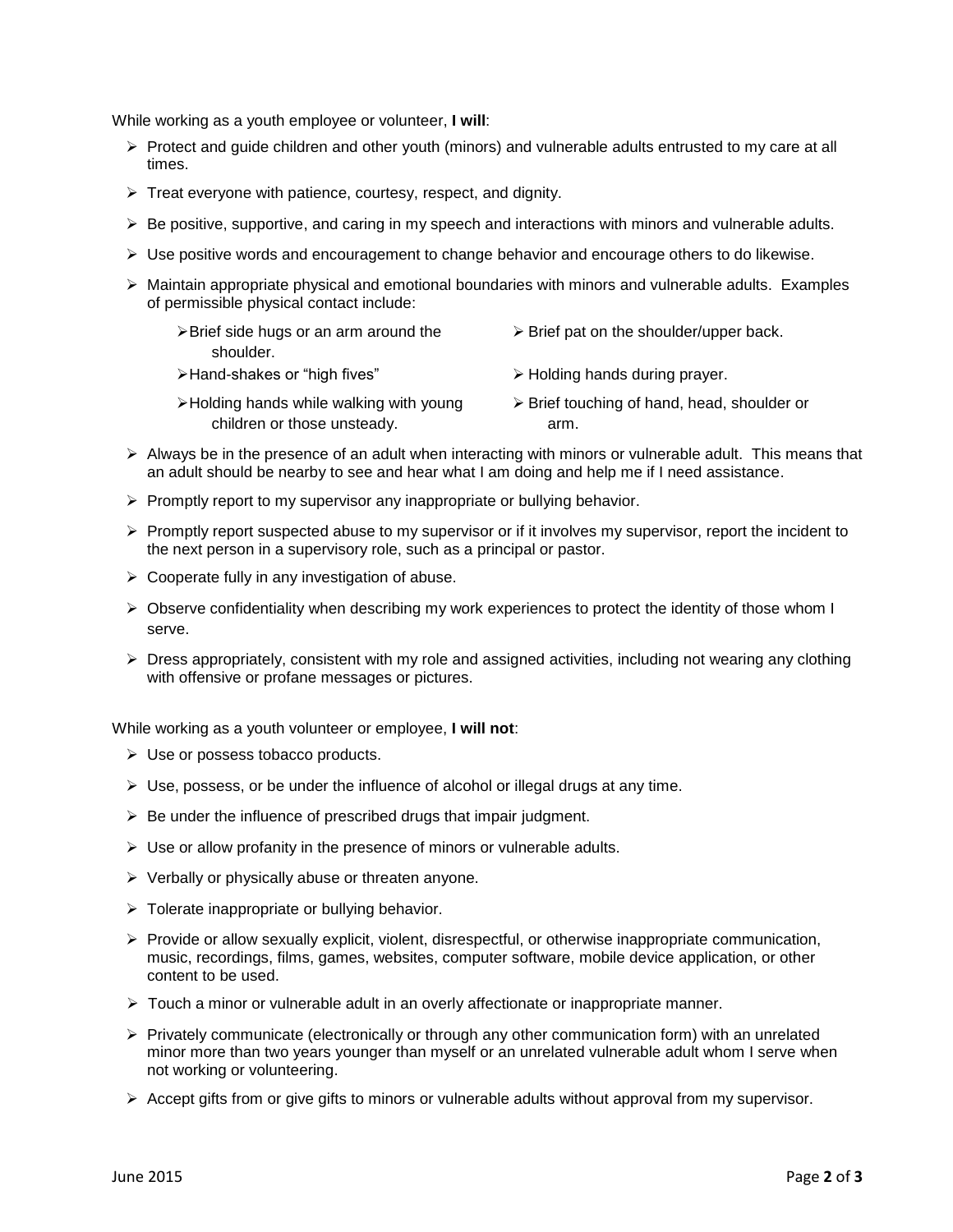While working as a youth employee or volunteer, **I will**:

- Protect and guide children and other youth (minors) and vulnerable adults entrusted to my care at all times.
- Treat everyone with patience, courtesy, respect, and dignity.
- Be positive, supportive, and caring in my speech and interactions with minors and vulnerable adults.
- Use positive words and encouragement to change behavior and encourage others to do likewise.
- Maintain appropriate physical and emotional boundaries with minors and vulnerable adults. Examples of permissible physical contact include:
  - Brief side hugs or an arm around the shoulder.
  - Brief pat on the shoulder/upper back.
  - Hand-shakes or "high fives"
  - Holding hands during prayer.
  - Holding hands while walking with young children or those unsteady.
  - Brief touching of hand, head, shoulder or arm.
- Always be in the presence of an adult when interacting with minors or vulnerable adult. This means that an adult should be nearby to see and hear what I am doing and help me if I need assistance.
- Promptly report to my supervisor any inappropriate or bullying behavior.
- Promptly report suspected abuse to my supervisor or if it involves my supervisor, report the incident to the next person in a supervisory role, such as a principal or pastor.
- Cooperate fully in any investigation of abuse.
- Observe confidentiality when describing my work experiences to protect the identity of those whom I serve.
- Dress appropriately, consistent with my role and assigned activities, including not wearing any clothing with offensive or profane messages or pictures.

While working as a youth volunteer or employee, **I will not**:

- Use or possess tobacco products.
- Use, possess, or be under the influence of alcohol or illegal drugs at any time.
- Be under the influence of prescribed drugs that impair judgment.
- Use or allow profanity in the presence of minors or vulnerable adults.
- Verbally or physically abuse or threaten anyone.
- Tolerate inappropriate or bullying behavior.
- Provide or allow sexually explicit, violent, disrespectful, or otherwise inappropriate communication, music, recordings, films, games, websites, computer software, mobile device application, or other content to be used.
- Touch a minor or vulnerable adult in an overly affectionate or inappropriate manner.
- Privately communicate (electronically or through any other communication form) with an unrelated minor more than two years younger than myself or an unrelated vulnerable adult whom I serve when not working or volunteering.
- Accept gifts from or give gifts to minors or vulnerable adults without approval from my supervisor.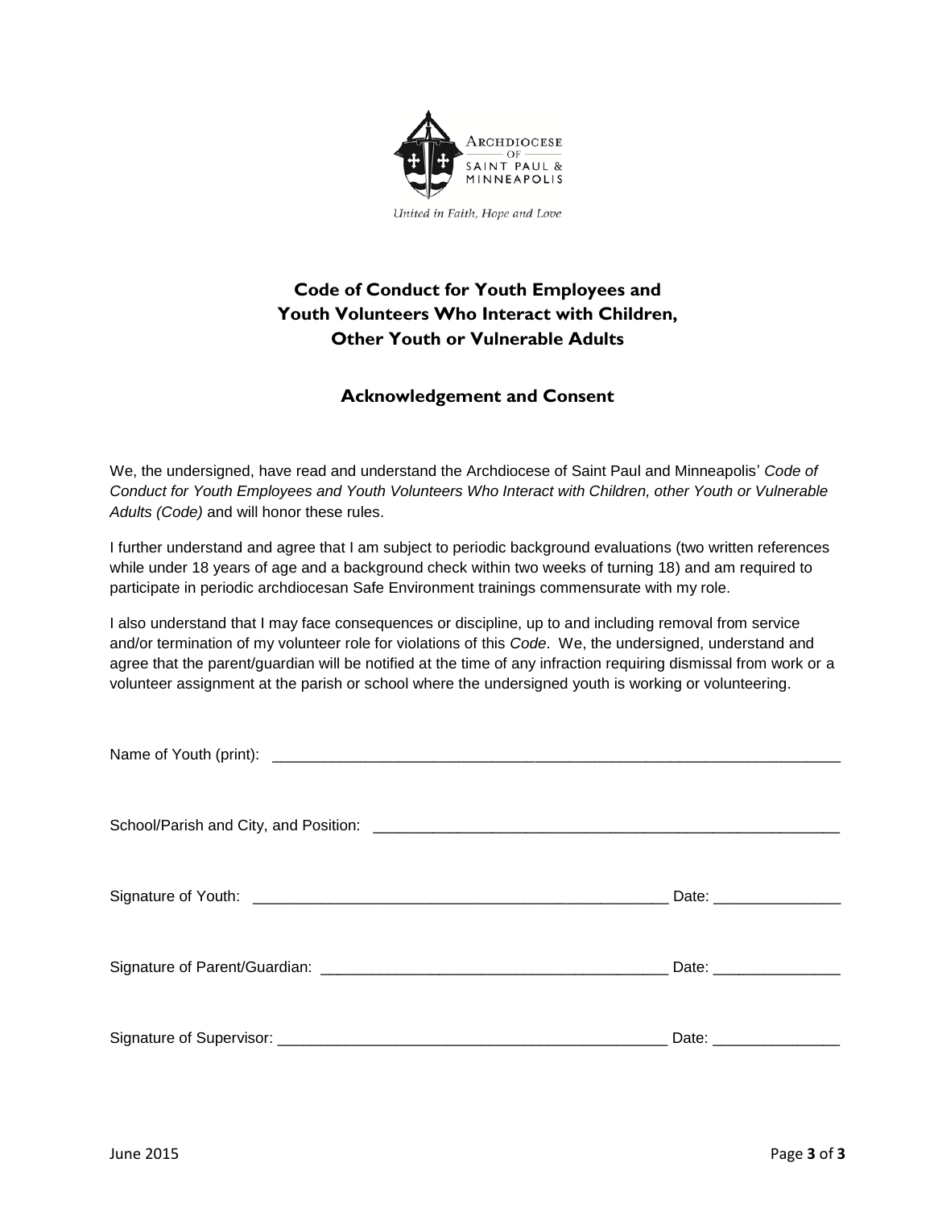ARCHDIOCESE OF SAINT PAUL & MINNEAPOLIS

*United in Faith, Hope and Love*

## Code of Conduct for Youth Employees and Youth Volunteers Who Interact with Children, Other Youth or Vulnerable Adults

### Acknowledgement and Consent

We, the undersigned, have read and understand the Archdiocese of Saint Paul and Minneapolis' *Code of Conduct for Youth Employees and Youth Volunteers Who Interact with Children, other Youth or Vulnerable Adults (Code)* and will honor these rules.

I further understand and agree that I am subject to periodic background evaluations (two written references while under 18 years of age and a background check within two weeks of turning 18) and am required to participate in periodic archdiocesan Safe Environment trainings commensurate with my role.

I also understand that I may face consequences or discipline, up to and including removal from service and/or termination of my volunteer role for violations of this *Code*. We, the undersigned, understand and agree that the parent/guardian will be notified at the time of any infraction requiring dismissal from work or a volunteer assignment at the parish or school where the undersigned youth is working or volunteering.

Name of Youth (print): ______________________________________________________________________

School/Parish and City, and Position: _________________________________________________________

Signature of Youth: __________________________________________________ Date: _______________

Signature of Parent/Guardian: _________________________________________ Date: _______________

Signature of Supervisor: ______________________________________________ Date: _______________

June 2015